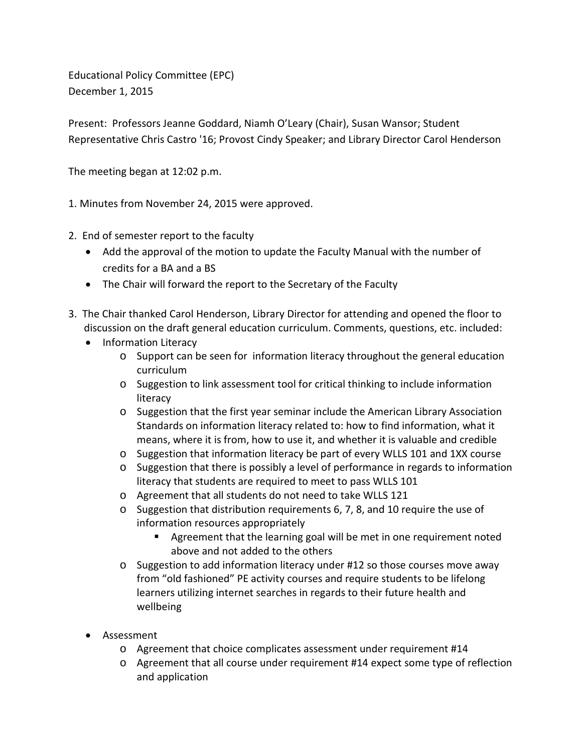Educational Policy Committee (EPC)
December 1, 2015

Present: Professors Jeanne Goddard, Niamh O'Leary (Chair), Susan Wansor; Student Representative Chris Castro '16; Provost Cindy Speaker; and Library Director Carol Henderson

The meeting began at 12:02 p.m.

1. Minutes from November 24, 2015 were approved.

2. End of semester report to the faculty
    - Add the approval of the motion to update the Faculty Manual with the number of credits for a BA and a BS
    - The Chair will forward the report to the Secretary of the Faculty

3. The Chair thanked Carol Henderson, Library Director for attending and opened the floor to discussion on the draft general education curriculum. Comments, questions, etc. included:
    - Information Literacy
        - Support can be seen for information literacy throughout the general education curriculum
        - Suggestion to link assessment tool for critical thinking to include information literacy
        - Suggestion that the first year seminar include the American Library Association Standards on information literacy related to: how to find information, what it means, where it is from, how to use it, and whether it is valuable and credible
        - Suggestion that information literacy be part of every WLLS 101 and 1XX course
        - Suggestion that there is possibly a level of performance in regards to information literacy that students are required to meet to pass WLLS 101
        - Agreement that all students do not need to take WLLS 121
        - Suggestion that distribution requirements 6, 7, 8, and 10 require the use of information resources appropriately
            - Agreement that the learning goal will be met in one requirement noted above and not added to the others
        - Suggestion to add information literacy under #12 so those courses move away from "old fashioned" PE activity courses and require students to be lifelong learners utilizing internet searches in regards to their future health and wellbeing

    - Assessment
        - Agreement that choice complicates assessment under requirement #14
        - Agreement that all course under requirement #14 expect some type of reflection and application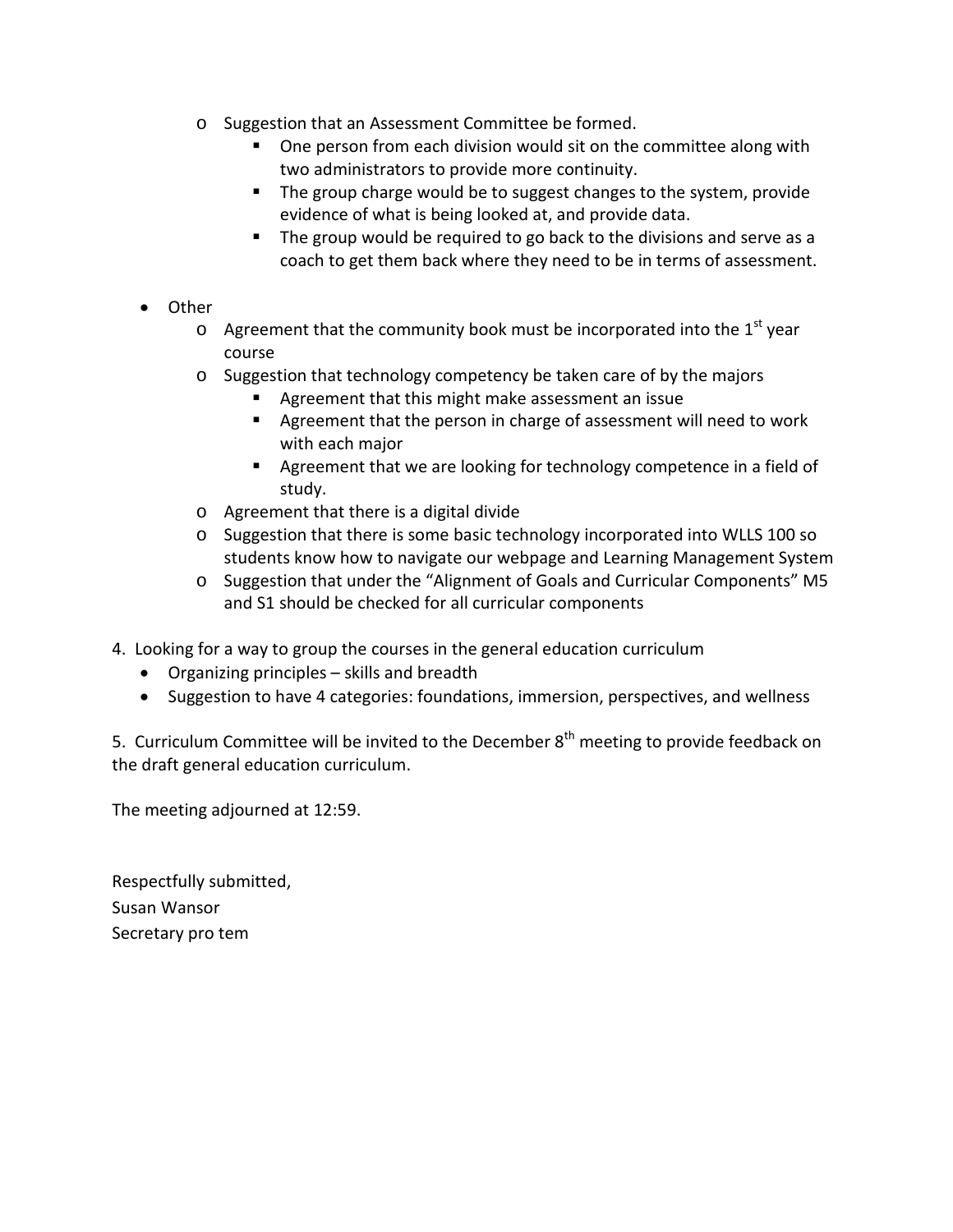- Suggestion that an Assessment Committee be formed.
    - One person from each division would sit on the committee along with two administrators to provide more continuity.
    - The group charge would be to suggest changes to the system, provide evidence of what is being looked at, and provide data.
    - The group would be required to go back to the divisions and serve as a coach to get them back where they need to be in terms of assessment.

- Other
  - Agreement that the community book must be incorporated into the 1st year course
  - Suggestion that technology competency be taken care of by the majors
    - Agreement that this might make assessment an issue
    - Agreement that the person in charge of assessment will need to work with each major
    - Agreement that we are looking for technology competence in a field of study.
  - Agreement that there is a digital divide
  - Suggestion that there is some basic technology incorporated into WLLS 100 so students know how to navigate our webpage and Learning Management System
  - Suggestion that under the "Alignment of Goals and Curricular Components" M5 and S1 should be checked for all curricular components

4. Looking for a way to group the courses in the general education curriculum
   - Organizing principles – skills and breadth
   - Suggestion to have 4 categories: foundations, immersion, perspectives, and wellness

5. Curriculum Committee will be invited to the December 8th meeting to provide feedback on the draft general education curriculum.

The meeting adjourned at 12:59.

Respectfully submitted,
Susan Wansor
Secretary pro tem